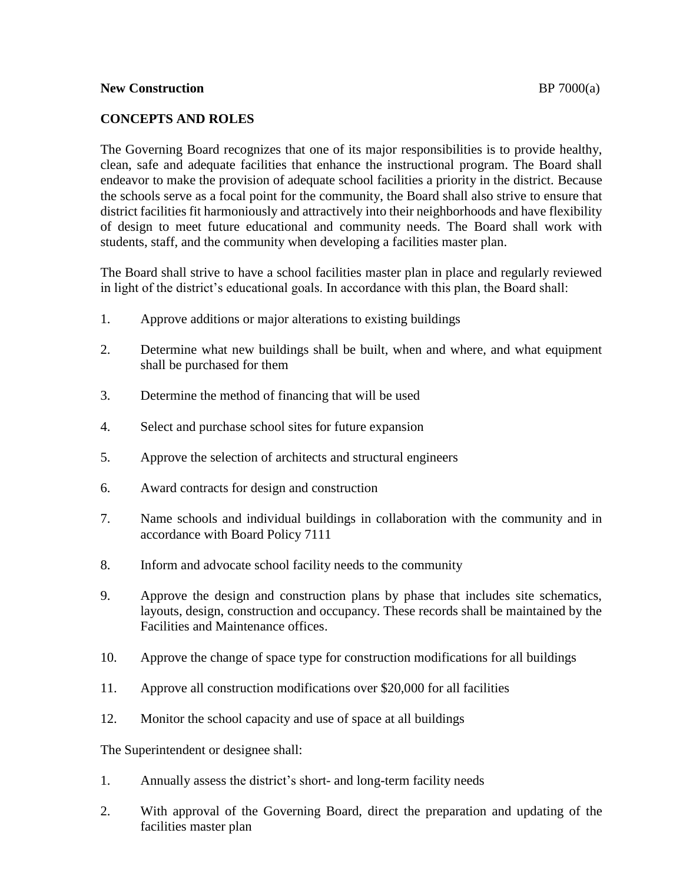**New Construction** BP 7000(a)

**CONCEPTS AND ROLES**

The Governing Board recognizes that one of its major responsibilities is to provide healthy, clean, safe and adequate facilities that enhance the instructional program. The Board shall endeavor to make the provision of adequate school facilities a priority in the district. Because the schools serve as a focal point for the community, the Board shall also strive to ensure that district facilities fit harmoniously and attractively into their neighborhoods and have flexibility of design to meet future educational and community needs. The Board shall work with students, staff, and the community when developing a facilities master plan.

The Board shall strive to have a school facilities master plan in place and regularly reviewed in light of the district's educational goals. In accordance with this plan, the Board shall:

1. Approve additions or major alterations to existing buildings
2. Determine what new buildings shall be built, when and where, and what equipment shall be purchased for them
3. Determine the method of financing that will be used
4. Select and purchase school sites for future expansion
5. Approve the selection of architects and structural engineers
6. Award contracts for design and construction
7. Name schools and individual buildings in collaboration with the community and in accordance with Board Policy 7111
8. Inform and advocate school facility needs to the community
9. Approve the design and construction plans by phase that includes site schematics, layouts, design, construction and occupancy. These records shall be maintained by the Facilities and Maintenance offices.
10. Approve the change of space type for construction modifications for all buildings
11. Approve all construction modifications over $20,000 for all facilities
12. Monitor the school capacity and use of space at all buildings

The Superintendent or designee shall:

1. Annually assess the district's short- and long-term facility needs
2. With approval of the Governing Board, direct the preparation and updating of the facilities master plan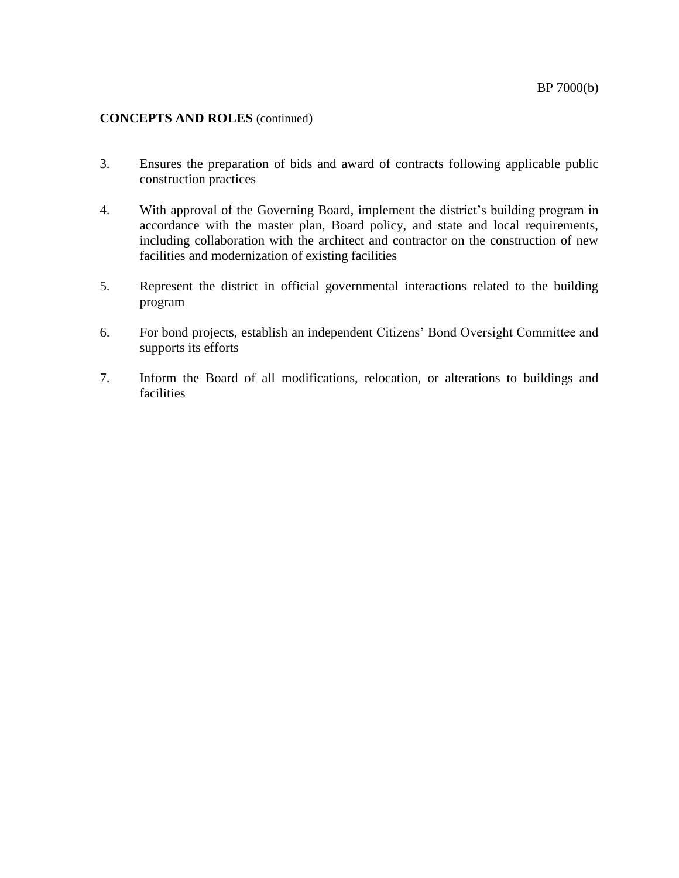**CONCEPTS AND ROLES** (continued)

3. Ensures the preparation of bids and award of contracts following applicable public construction practices

4. With approval of the Governing Board, implement the district's building program in accordance with the master plan, Board policy, and state and local requirements, including collaboration with the architect and contractor on the construction of new facilities and modernization of existing facilities

5. Represent the district in official governmental interactions related to the building program

6. For bond projects, establish an independent Citizens' Bond Oversight Committee and supports its efforts

7. Inform the Board of all modifications, relocation, or alterations to buildings and facilities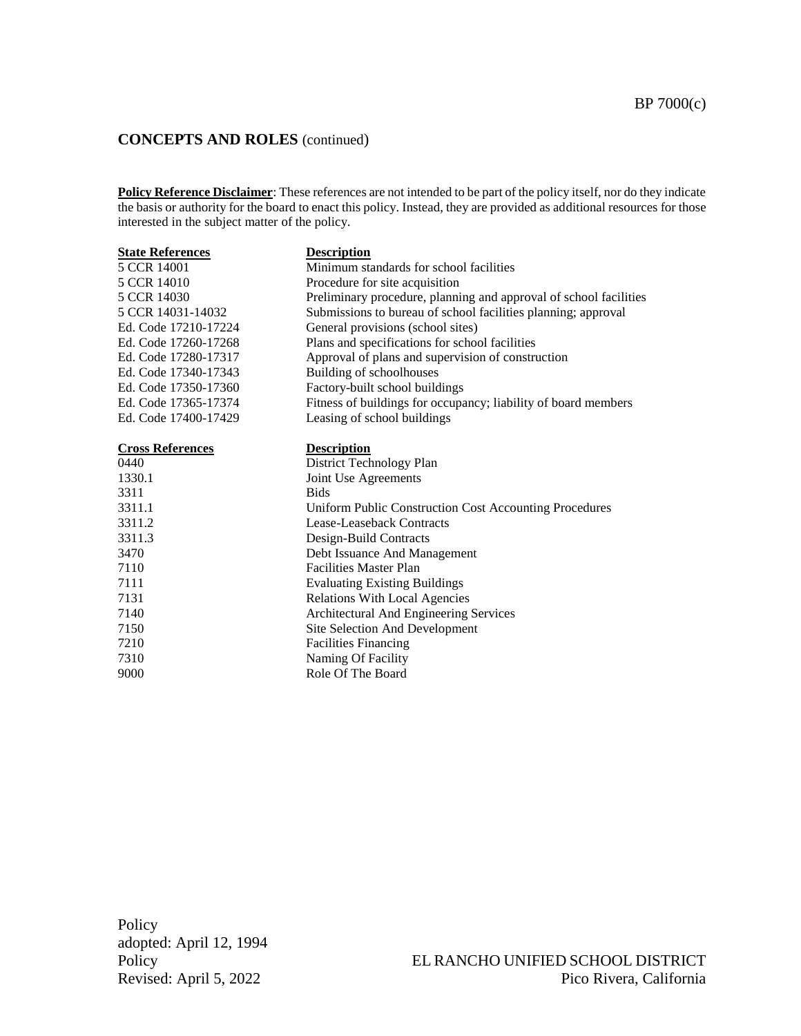## CONCEPTS AND ROLES (continued)

**Policy Reference Disclaimer**: These references are not intended to be part of the policy itself, nor do they indicate the basis or authority for the board to enact this policy. Instead, they are provided as additional resources for those interested in the subject matter of the policy.

| State References | Description |
| --- | --- |
| 5 CCR 14001 | Minimum standards for school facilities |
| 5 CCR 14010 | Procedure for site acquisition |
| 5 CCR 14030 | Preliminary procedure, planning and approval of school facilities |
| 5 CCR 14031-14032 | Submissions to bureau of school facilities planning; approval |
| Ed. Code 17210-17224 | General provisions (school sites) |
| Ed. Code 17260-17268 | Plans and specifications for school facilities |
| Ed. Code 17280-17317 | Approval of plans and supervision of construction |
| Ed. Code 17340-17343 | Building of schoolhouses |
| Ed. Code 17350-17360 | Factory-built school buildings |
| Ed. Code 17365-17374 | Fitness of buildings for occupancy; liability of board members |
| Ed. Code 17400-17429 | Leasing of school buildings |

| Cross References | Description |
| --- | --- |
| 0440 | District Technology Plan |
| 1330.1 | Joint Use Agreements |
| 3311 | Bids |
| 3311.1 | Uniform Public Construction Cost Accounting Procedures |
| 3311.2 | Lease-Leaseback Contracts |
| 3311.3 | Design-Build Contracts |
| 3470 | Debt Issuance And Management |
| 7110 | Facilities Master Plan |
| 7111 | Evaluating Existing Buildings |
| 7131 | Relations With Local Agencies |
| 7140 | Architectural And Engineering Services |
| 7150 | Site Selection And Development |
| 7210 | Facilities Financing |
| 7310 | Naming Of Facility |
| 9000 | Role Of The Board |

Policy
adopted: April 12, 1994
Policy
Revised: April 5, 2022

EL RANCHO UNIFIED SCHOOL DISTRICT
Pico Rivera, California